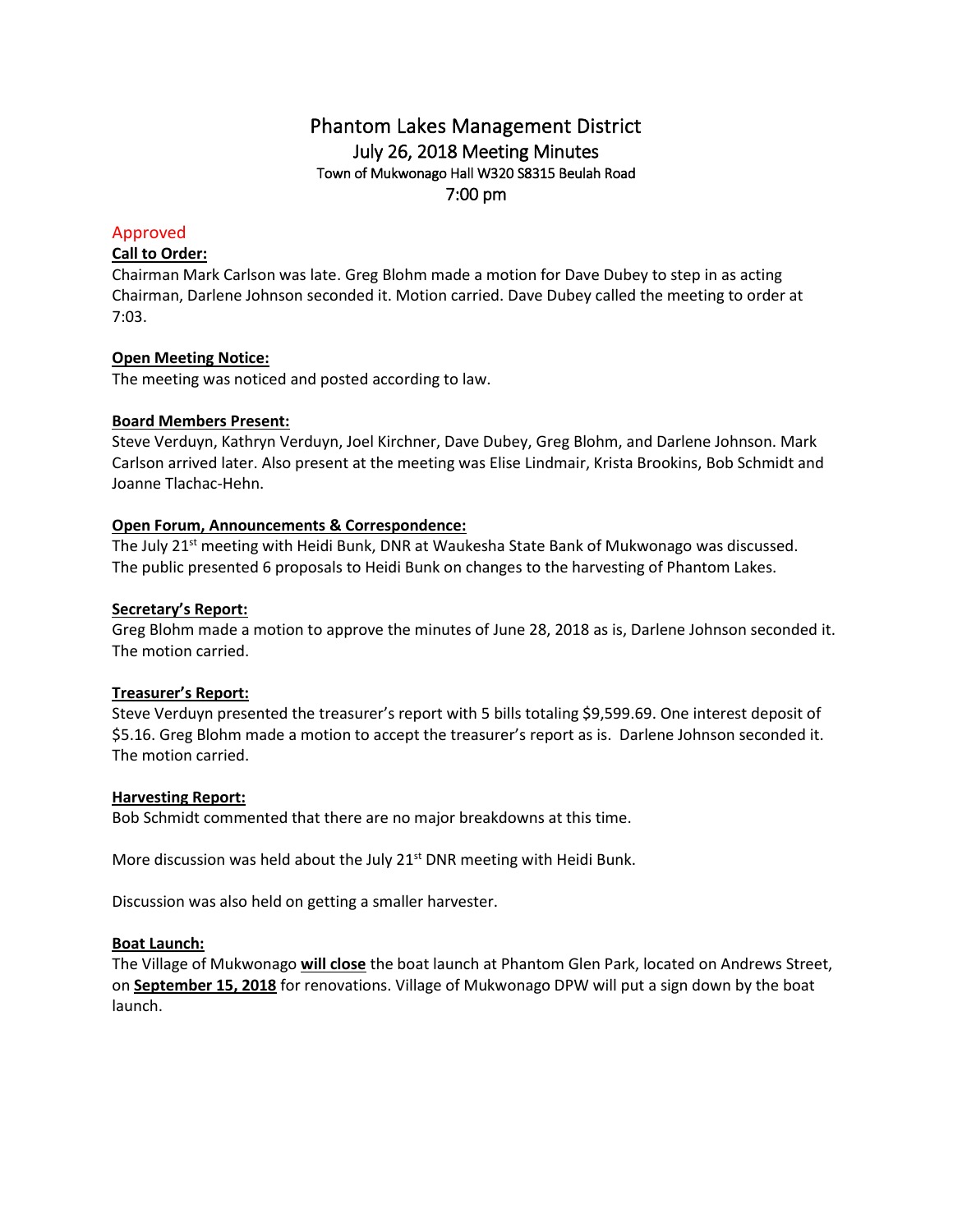# Phantom Lakes Management District

## July 26, 2018 Meeting Minutes

Town of Mukwonago Hall W320 S8315 Beulah Road

7:00 pm

Approved

**Call to Order:**

Chairman Mark Carlson was late. Greg Blohm made a motion for Dave Dubey to step in as acting Chairman, Darlene Johnson seconded it. Motion carried. Dave Dubey called the meeting to order at 7:03.

**Open Meeting Notice:**

The meeting was noticed and posted according to law.

**Board Members Present:**

Steve Verduyn, Kathryn Verduyn, Joel Kirchner, Dave Dubey, Greg Blohm, and Darlene Johnson. Mark Carlson arrived later. Also present at the meeting was Elise Lindmair, Krista Brookins, Bob Schmidt and Joanne Tlachac-Hehn.

**Open Forum, Announcements & Correspondence:**

The July 21st meeting with Heidi Bunk, DNR at Waukesha State Bank of Mukwonago was discussed. The public presented 6 proposals to Heidi Bunk on changes to the harvesting of Phantom Lakes.

**Secretary's Report:**

Greg Blohm made a motion to approve the minutes of June 28, 2018 as is, Darlene Johnson seconded it. The motion carried.

**Treasurer's Report:**

Steve Verduyn presented the treasurer's report with 5 bills totaling $9,599.69. One interest deposit of $5.16. Greg Blohm made a motion to accept the treasurer's report as is. Darlene Johnson seconded it. The motion carried.

**Harvesting Report:**

Bob Schmidt commented that there are no major breakdowns at this time.

More discussion was held about the July 21st DNR meeting with Heidi Bunk.

Discussion was also held on getting a smaller harvester.

**Boat Launch:**

The Village of Mukwonago **will close** the boat launch at Phantom Glen Park, located on Andrews Street, on **September 15, 2018** for renovations. Village of Mukwonago DPW will put a sign down by the boat launch.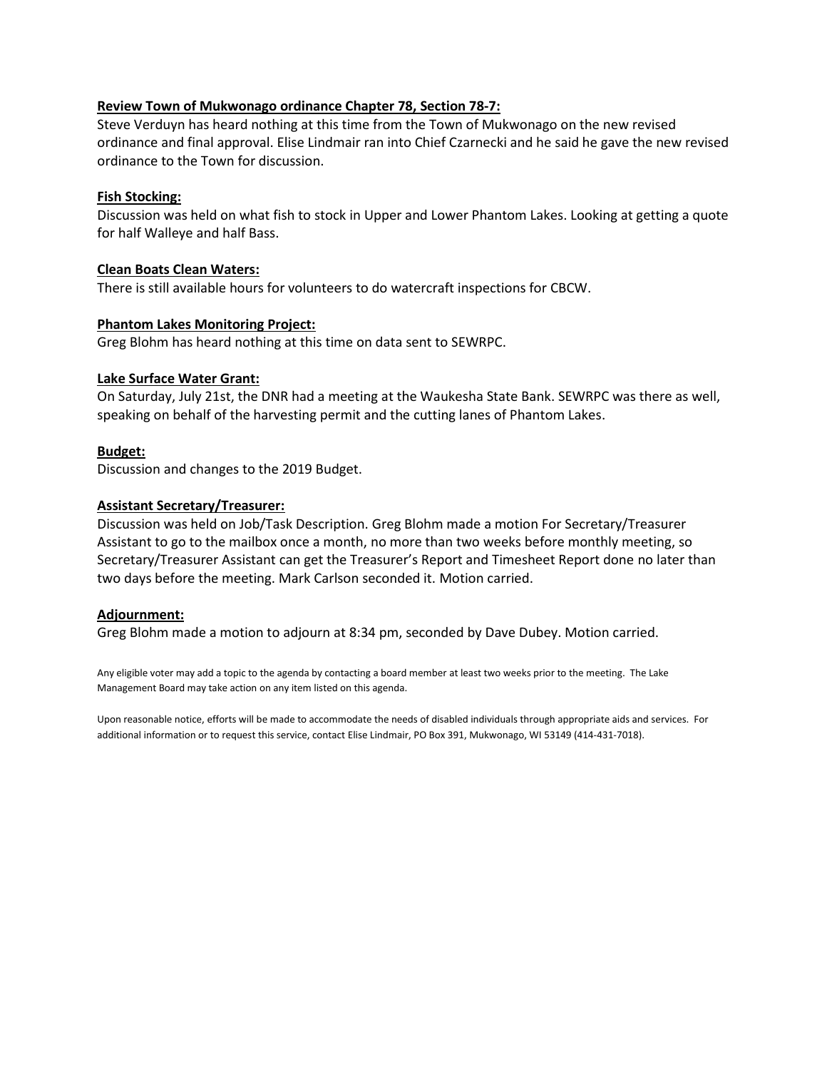**Review Town of Mukwonago ordinance Chapter 78, Section 78-7:**

Steve Verduyn has heard nothing at this time from the Town of Mukwonago on the new revised ordinance and final approval. Elise Lindmair ran into Chief Czarnecki and he said he gave the new revised ordinance to the Town for discussion.

**Fish Stocking:**

Discussion was held on what fish to stock in Upper and Lower Phantom Lakes. Looking at getting a quote for half Walleye and half Bass.

**Clean Boats Clean Waters:**

There is still available hours for volunteers to do watercraft inspections for CBCW.

**Phantom Lakes Monitoring Project:**

Greg Blohm has heard nothing at this time on data sent to SEWRPC.

**Lake Surface Water Grant:**

On Saturday, July 21st, the DNR had a meeting at the Waukesha State Bank. SEWRPC was there as well, speaking on behalf of the harvesting permit and the cutting lanes of Phantom Lakes.

**Budget:**

Discussion and changes to the 2019 Budget.

**Assistant Secretary/Treasurer:**

Discussion was held on Job/Task Description. Greg Blohm made a motion For Secretary/Treasurer Assistant to go to the mailbox once a month, no more than two weeks before monthly meeting, so Secretary/Treasurer Assistant can get the Treasurer's Report and Timesheet Report done no later than two days before the meeting. Mark Carlson seconded it. Motion carried.

**Adjournment:**

Greg Blohm made a motion to adjourn at 8:34 pm, seconded by Dave Dubey. Motion carried.

Any eligible voter may add a topic to the agenda by contacting a board member at least two weeks prior to the meeting. The Lake Management Board may take action on any item listed on this agenda.

Upon reasonable notice, efforts will be made to accommodate the needs of disabled individuals through appropriate aids and services. For additional information or to request this service, contact Elise Lindmair, PO Box 391, Mukwonago, WI 53149 (414-431-7018).